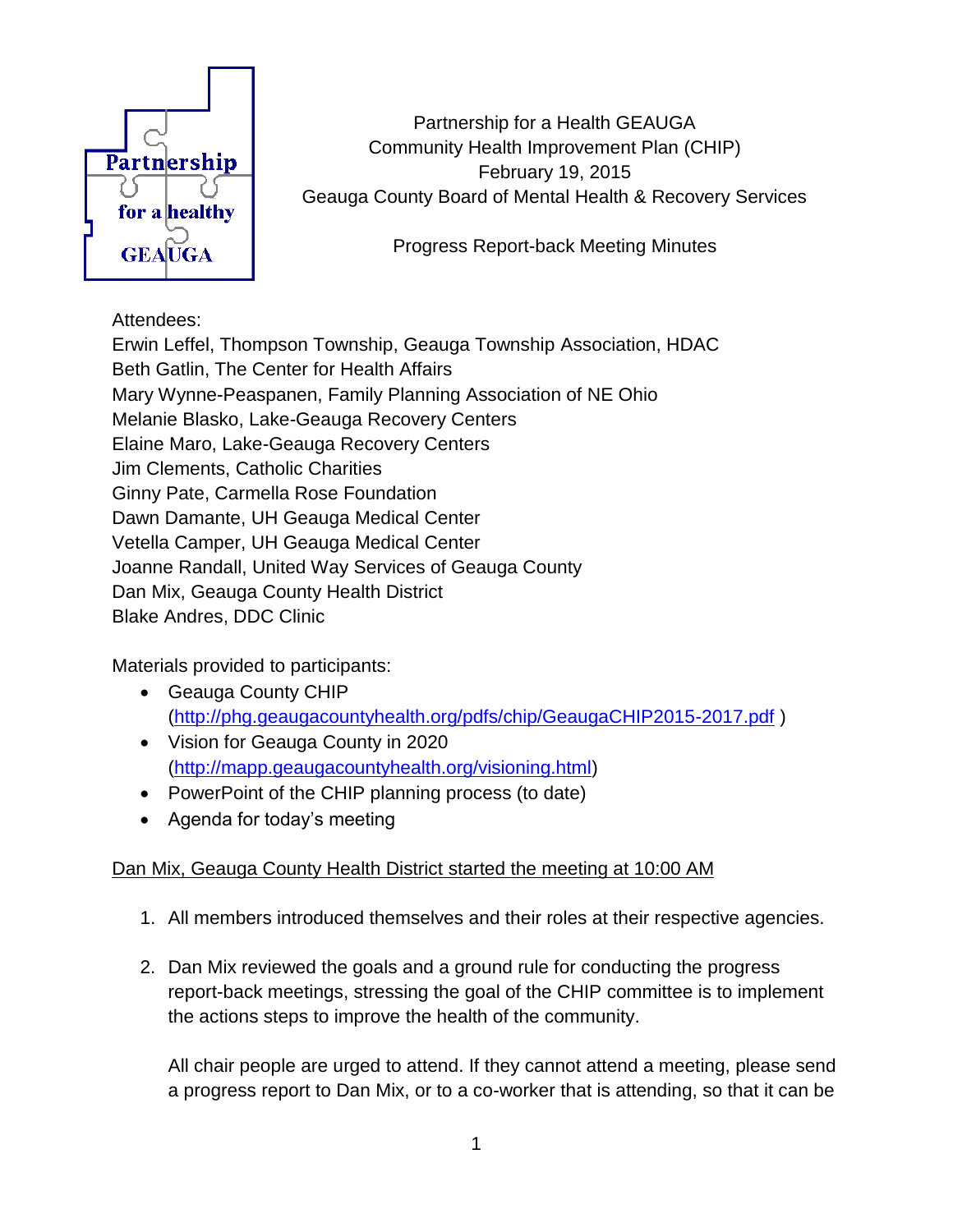Partnership for a Health GEAUGA
Community Health Improvement Plan (CHIP)
February 19, 2015
Geauga County Board of Mental Health & Recovery Services

Progress Report-back Meeting Minutes

Attendees:
Erwin Leffel, Thompson Township, Geauga Township Association, HDAC
Beth Gatlin, The Center for Health Affairs
Mary Wynne-Peaspanen, Family Planning Association of NE Ohio
Melanie Blasko, Lake-Geauga Recovery Centers
Elaine Maro, Lake-Geauga Recovery Centers
Jim Clements, Catholic Charities
Ginny Pate, Carmella Rose Foundation
Dawn Damante, UH Geauga Medical Center
Vetella Camper, UH Geauga Medical Center
Joanne Randall, United Way Services of Geauga County
Dan Mix, Geauga County Health District
Blake Andres, DDC Clinic

Materials provided to participants:

- Geauga County CHIP (http://phg.geaugacountyhealth.org/pdfs/chip/GeaugaCHIP2015-2017.pdf )
- Vision for Geauga County in 2020 (http://mapp.geaugacountyhealth.org/visioning.html)
- PowerPoint of the CHIP planning process (to date)
- Agenda for today's meeting

Dan Mix, Geauga County Health District started the meeting at 10:00 AM

1. All members introduced themselves and their roles at their respective agencies.

2. Dan Mix reviewed the goals and a ground rule for conducting the progress report-back meetings, stressing the goal of the CHIP committee is to implement the actions steps to improve the health of the community.

   All chair people are urged to attend. If they cannot attend a meeting, please send a progress report to Dan Mix, or to a co-worker that is attending, so that it can be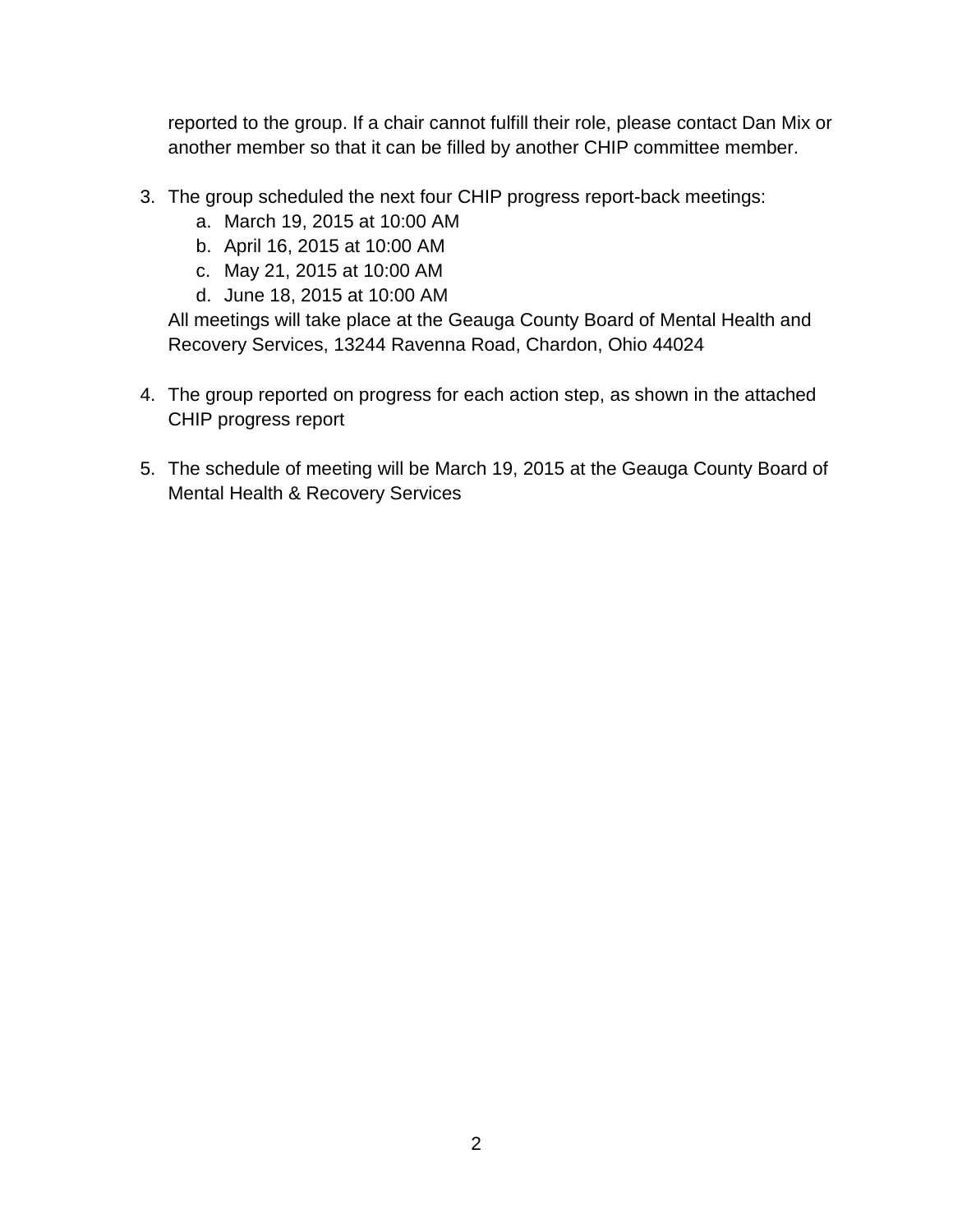reported to the group. If a chair cannot fulfill their role, please contact Dan Mix or another member so that it can be filled by another CHIP committee member.

3. The group scheduled the next four CHIP progress report-back meetings:
   a. March 19, 2015 at 10:00 AM
   b. April 16, 2015 at 10:00 AM
   c. May 21, 2015 at 10:00 AM
   d. June 18, 2015 at 10:00 AM

   All meetings will take place at the Geauga County Board of Mental Health and Recovery Services, 13244 Ravenna Road, Chardon, Ohio 44024

4. The group reported on progress for each action step, as shown in the attached CHIP progress report

5. The schedule of meeting will be March 19, 2015 at the Geauga County Board of Mental Health & Recovery Services